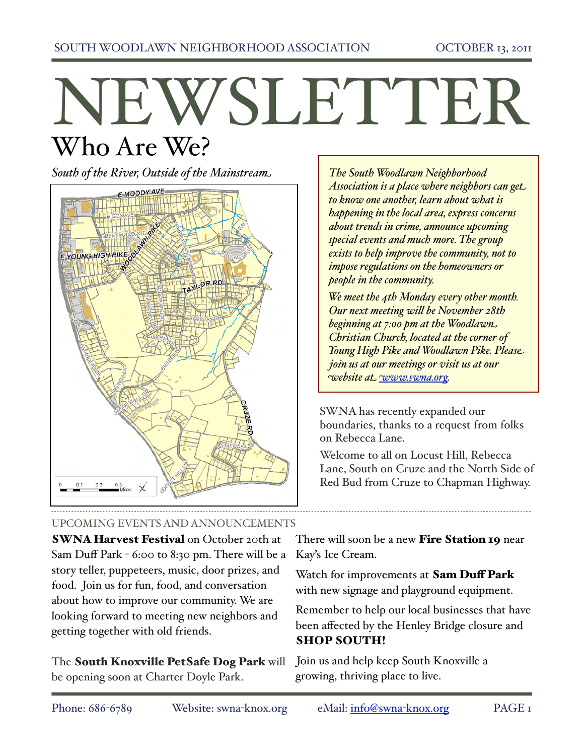SOUTH WOODLAWN NEIGHBORHOOD ASSOCIATION — OCTOBER 13, 2011

# NEWSLETTER

## Who Are We?

*South of the River, Outside of the Mainstream*

*The South Woodlawn Neighborhood Association is a place where neighbors can get to know one another, learn about what is happening in the local area, express concerns about trends in crime, announce upcoming special events and much more. The group exists to help improve the community, not to impose regulations on the homeowners or people in the community.*

*We meet the 4th Monday every other month. Our next meeting will be November 28th beginning at 7:00 pm at the Woodlawn Christian Church, located at the corner of Young High Pike and Woodlawn Pike. Please join us at our meetings or visit us at our website at [www.swna.org](http://www.swna.org).*

SWNA has recently expanded our boundaries, thanks to a request from folks on Rebecca Lane.

Welcome to all on Locust Hill, Rebecca Lane, South on Cruze and the North Side of Red Bud from Cruze to Chapman Highway.

---

UPCOMING EVENTS AND ANNOUNCEMENTS

**SWNA Harvest Festival** on October 20th at Sam Duff Park - 6:00 to 8:30 pm. There will be a story teller, puppeteers, music, door prizes, and food. Join us for fun, food, and conversation about how to improve our community. We are looking forward to meeting new neighbors and getting together with old friends.

The **South Knoxville PetSafe Dog Park** will be opening soon at Charter Doyle Park.

There will soon be a new **Fire Station 19** near Kay's Ice Cream.

Watch for improvements at **Sam Duff Park** with new signage and playground equipment.

Remember to help our local businesses that have been affected by the Henley Bridge closure and **SHOP SOUTH!**

Join us and help keep South Knoxville a growing, thriving place to live.

Phone: 686-6789 Website: swna-knox.org eMail: [info@swna-knox.org](mailto:info@swna-knox.org)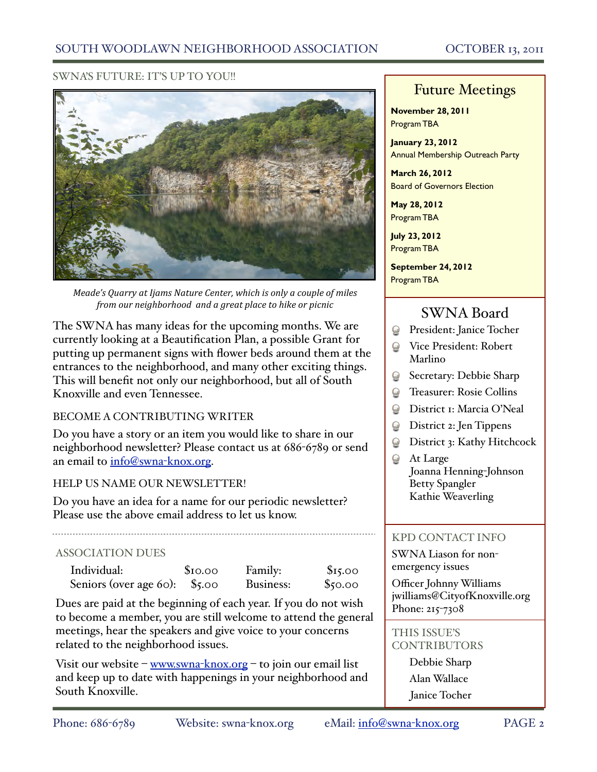## SWNA'S FUTURE: IT'S UP TO YOU!!

*Meade's Quarry at Ijams Nature Center, which is only a couple of miles from our neighborhood and a great place to hike or picnic*

The SWNA has many ideas for the upcoming months. We are currently looking at a Beautification Plan, a possible Grant for putting up permanent signs with flower beds around them at the entrances to the neighborhood, and many other exciting things. This will benefit not only our neighborhood, but all of South Knoxville and even Tennessee.

## BECOME A CONTRIBUTING WRITER

Do you have a story or an item you would like to share in our neighborhood newsletter? Please contact us at 686-6789 or send an email to info@swna-knox.org.

## HELP US NAME OUR NEWSLETTER!

Do you have an idea for a name for our periodic newsletter? Please use the above email address to let us know.

## ASSOCIATION DUES

| | | | |
|---|---|---|---|
| Individual: | $10.00 | Family: | $15.00 |
| Seniors (over age 60): | $5.00 | Business: | $50.00 |

Dues are paid at the beginning of each year. If you do not wish to become a member, you are still welcome to attend the general meetings, hear the speakers and give voice to your concerns related to the neighborhood issues.

Visit our website – www.swna-knox.org – to join our email list and keep up to date with happenings in your neighborhood and South Knoxville.

## Future Meetings

**November 28, 2011**
Program TBA

**January 23, 2012**
Annual Membership Outreach Party

**March 26, 2012**
Board of Governors Election

**May 28, 2012**
Program TBA

**July 23, 2012**
Program TBA

**September 24, 2012**
Program TBA

## SWNA Board

- President: Janice Tocher
- Vice President: Robert Marlino
- Secretary: Debbie Sharp
- Treasurer: Rosie Collins
- District 1: Marcia O'Neal
- District 2: Jen Tippens
- District 3: Kathy Hitchcock
- At Large
  Joanna Henning-Johnson
  Betty Spangler
  Kathie Weaverling

## KPD CONTACT INFO

SWNA Liason for non-emergency issues

Officer Johnny Williams
jwilliams@CityofKnoxville.org
Phone: 215-7308

## THIS ISSUE'S CONTRIBUTORS

Debbie Sharp
Alan Wallace
Janice Tocher

Phone: 686-6789 Website: swna-knox.org eMail: info@swna-knox.org